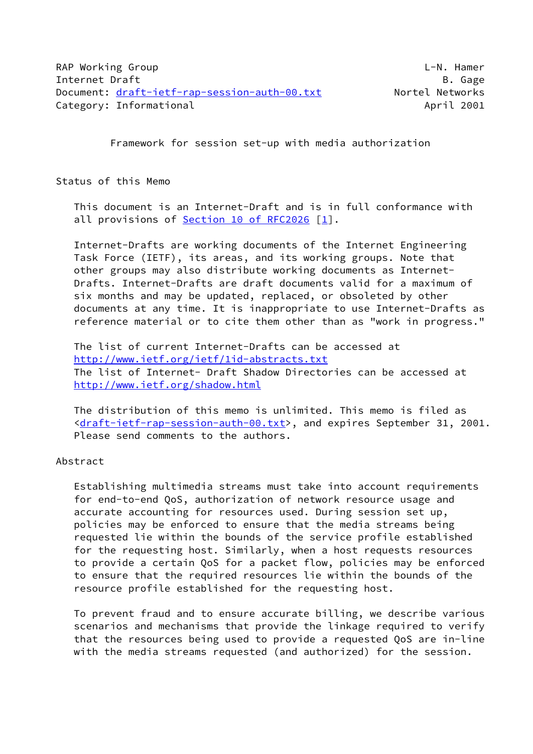RAP Working Group L-N. Hamer
Internet Draft B. Gage
Document: draft-ietf-rap-session-auth-00.txt Nortel Networks
Category: Informational April 2001

# Framework for session set-up with media authorization

## Status of this Memo

This document is an Internet-Draft and is in full conformance with all provisions of Section 10 of RFC2026 [1].

Internet-Drafts are working documents of the Internet Engineering Task Force (IETF), its areas, and its working groups. Note that other groups may also distribute working documents as Internet-Drafts. Internet-Drafts are draft documents valid for a maximum of six months and may be updated, replaced, or obsoleted by other documents at any time. It is inappropriate to use Internet-Drafts as reference material or to cite them other than as "work in progress."

The list of current Internet-Drafts can be accessed at http://www.ietf.org/ietf/1id-abstracts.txt
The list of Internet- Draft Shadow Directories can be accessed at http://www.ietf.org/shadow.html

The distribution of this memo is unlimited. This memo is filed as <draft-ietf-rap-session-auth-00.txt>, and expires September 31, 2001. Please send comments to the authors.

## Abstract

Establishing multimedia streams must take into account requirements for end-to-end QoS, authorization of network resource usage and accurate accounting for resources used. During session set up, policies may be enforced to ensure that the media streams being requested lie within the bounds of the service profile established for the requesting host. Similarly, when a host requests resources to provide a certain QoS for a packet flow, policies may be enforced to ensure that the required resources lie within the bounds of the resource profile established for the requesting host.

To prevent fraud and to ensure accurate billing, we describe various scenarios and mechanisms that provide the linkage required to verify that the resources being used to provide a requested QoS are in-line with the media streams requested (and authorized) for the session.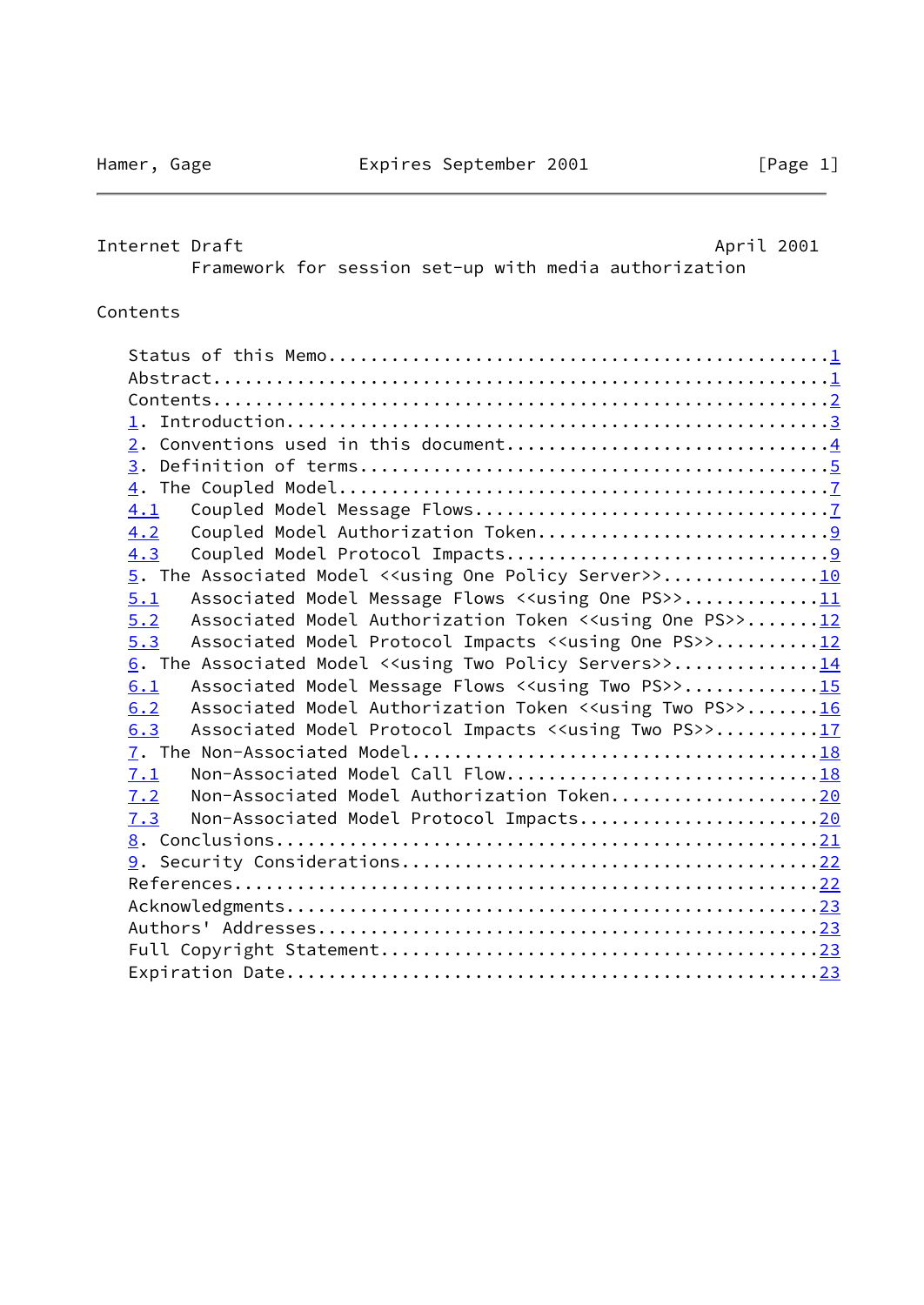Framework for session set-up with media authorization

## Contents

```
   Status of this Memo..............................................1
   Abstract.........................................................1
   Contents.........................................................2
   1. Introduction..................................................3
   2. Conventions used in this document.............................4
   3. Definition of terms...........................................5
   4. The Coupled Model.............................................7
   4.1   Coupled Model Message Flows................................7
   4.2   Coupled Model Authorization Token..........................9
   4.3   Coupled Model Protocol Impacts.............................9
   5. The Associated Model <<using One Policy Server>>.............10
   5.1   Associated Model Message Flows <<using One PS>>...........11
   5.2   Associated Model Authorization Token <<using One PS>>.......12
   5.3   Associated Model Protocol Impacts <<using One PS>>..........12
   6. The Associated Model <<using Two Policy Servers>>.............14
   6.1   Associated Model Message Flows <<using Two PS>>.............15
   6.2   Associated Model Authorization Token <<using Two PS>>.......16
   6.3   Associated Model Protocol Impacts <<using Two PS>>..........17
   7. The Non-Associated Model.....................................18
   7.1   Non-Associated Model Call Flow............................18
   7.2   Non-Associated Model Authorization Token...................20
   7.3   Non-Associated Model Protocol Impacts......................20
   8. Conclusions..................................................21
   9. Security Considerations......................................22
   References......................................................22
   Acknowledgments.................................................23
   Authors' Addresses..............................................23
   Full Copyright Statement........................................23
   Expiration Date.................................................23
```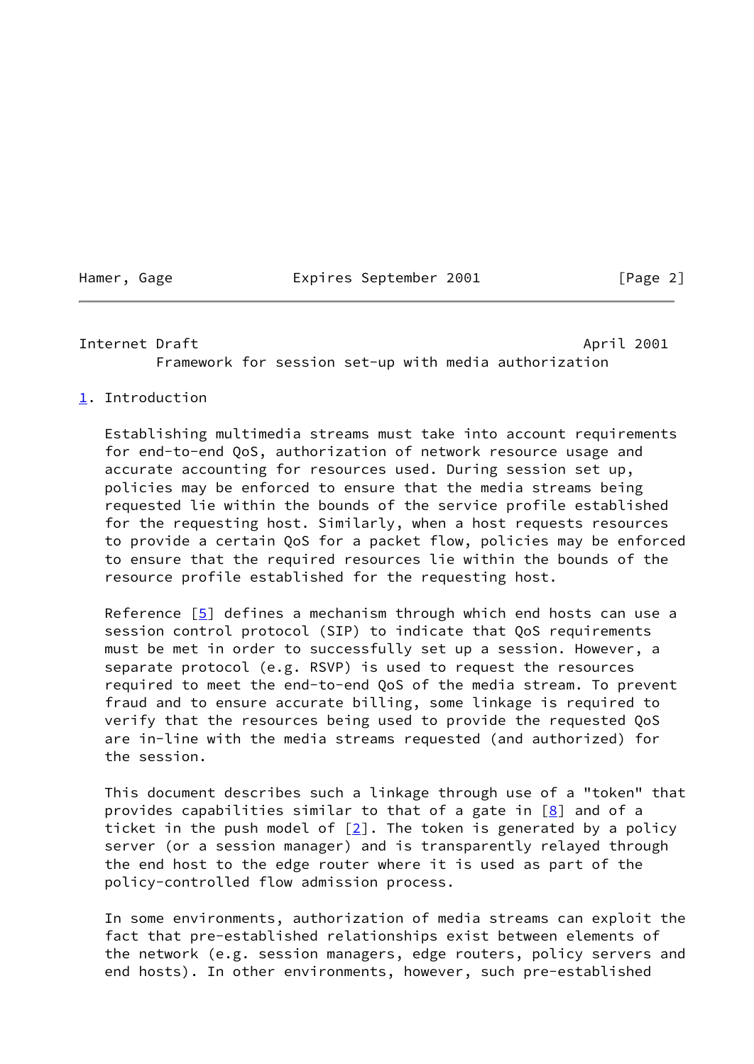## 1. Introduction

Establishing multimedia streams must take into account requirements for end-to-end QoS, authorization of network resource usage and accurate accounting for resources used. During session set up, policies may be enforced to ensure that the media streams being requested lie within the bounds of the service profile established for the requesting host. Similarly, when a host requests resources to provide a certain QoS for a packet flow, policies may be enforced to ensure that the required resources lie within the bounds of the resource profile established for the requesting host.

Reference [5] defines a mechanism through which end hosts can use a session control protocol (SIP) to indicate that QoS requirements must be met in order to successfully set up a session. However, a separate protocol (e.g. RSVP) is used to request the resources required to meet the end-to-end QoS of the media stream. To prevent fraud and to ensure accurate billing, some linkage is required to verify that the resources being used to provide the requested QoS are in-line with the media streams requested (and authorized) for the session.

This document describes such a linkage through use of a "token" that provides capabilities similar to that of a gate in [8] and of a ticket in the push model of [2]. The token is generated by a policy server (or a session manager) and is transparently relayed through the end host to the edge router where it is used as part of the policy-controlled flow admission process.

In some environments, authorization of media streams can exploit the fact that pre-established relationships exist between elements of the network (e.g. session managers, edge routers, policy servers and end hosts). In other environments, however, such pre-established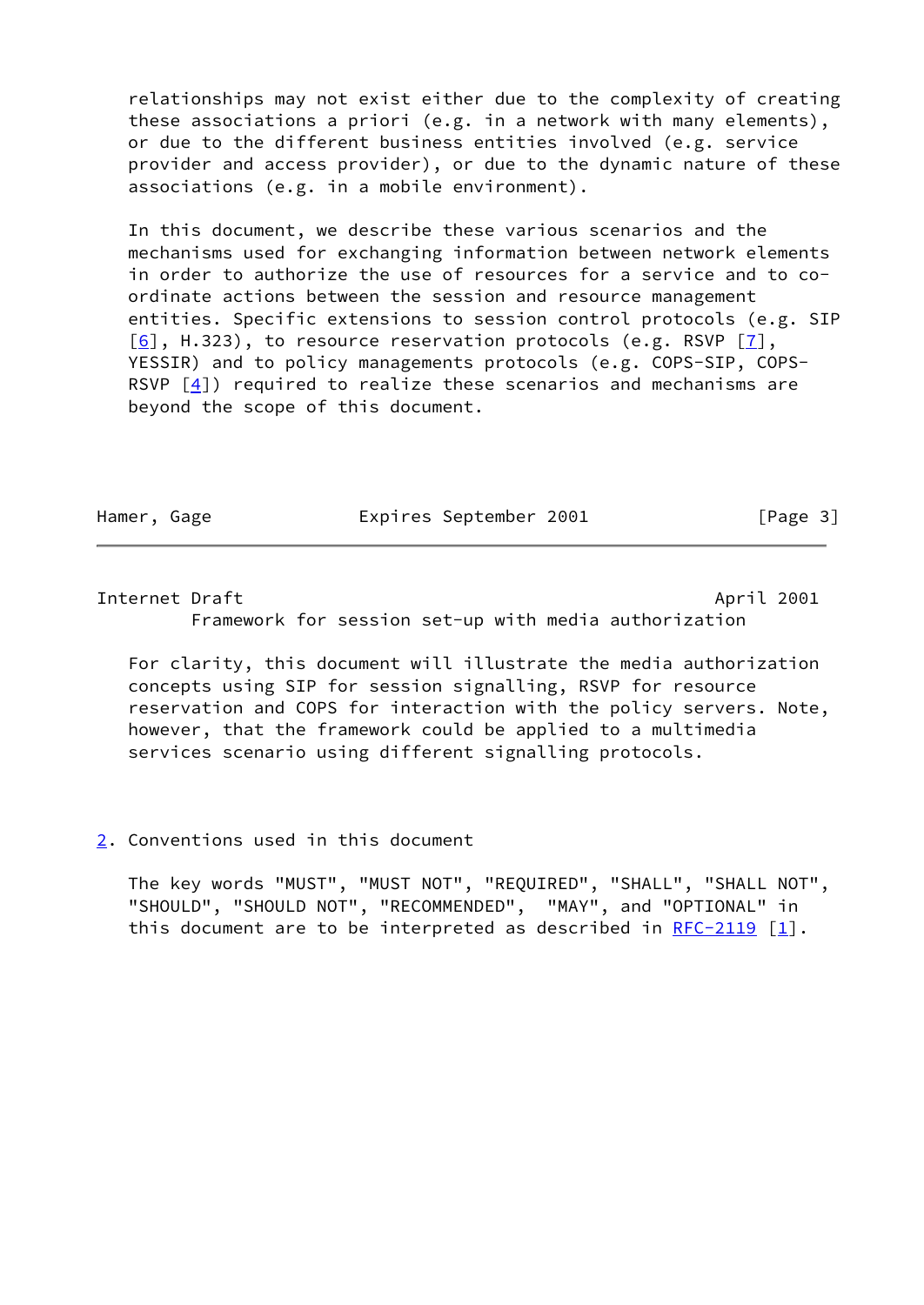relationships may not exist either due to the complexity of creating these associations a priori (e.g. in a network with many elements), or due to the different business entities involved (e.g. service provider and access provider), or due to the dynamic nature of these associations (e.g. in a mobile environment).

In this document, we describe these various scenarios and the mechanisms used for exchanging information between network elements in order to authorize the use of resources for a service and to co-ordinate actions between the session and resource management entities. Specific extensions to session control protocols (e.g. SIP [6], H.323), to resource reservation protocols (e.g. RSVP [7], YESSIR) and to policy managements protocols (e.g. COPS-SIP, COPS-RSVP [4]) required to realize these scenarios and mechanisms are beyond the scope of this document.

For clarity, this document will illustrate the media authorization concepts using SIP for session signalling, RSVP for resource reservation and COPS for interaction with the policy servers. Note, however, that the framework could be applied to a multimedia services scenario using different signalling protocols.

## 2. Conventions used in this document

The key words "MUST", "MUST NOT", "REQUIRED", "SHALL", "SHALL NOT", "SHOULD", "SHOULD NOT", "RECOMMENDED", "MAY", and "OPTIONAL" in this document are to be interpreted as described in RFC-2119 [1].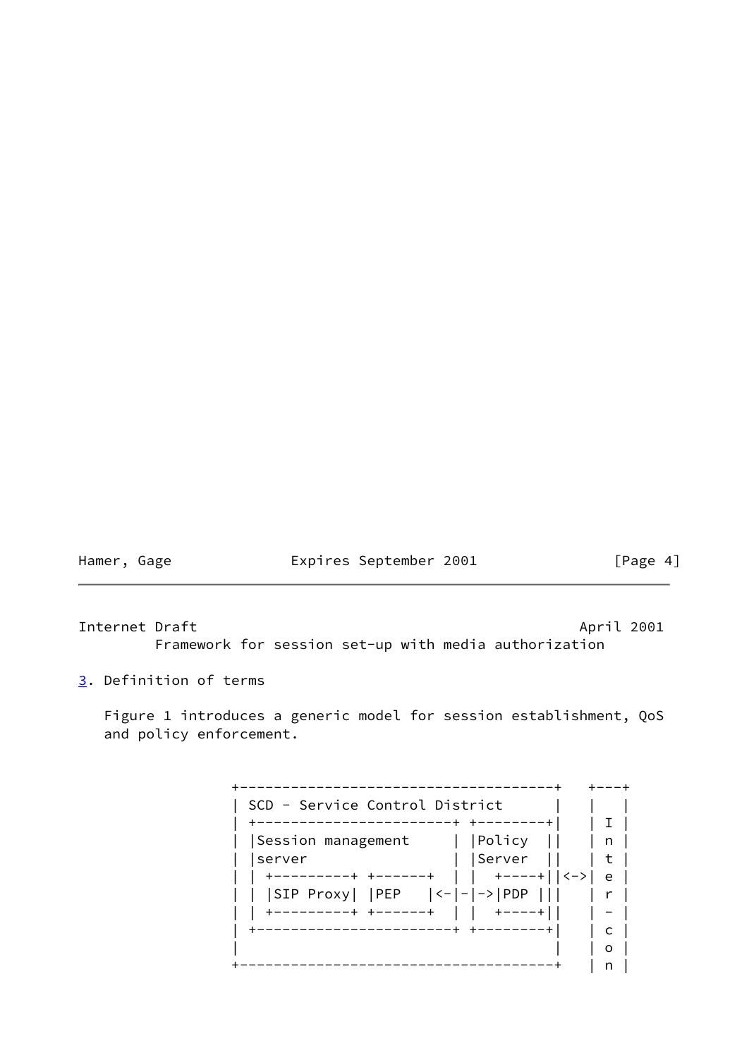## 3. Definition of terms

Figure 1 introduces a generic model for session establishment, QoS and policy enforcement.

```
+-------------------------------------+   +---+
| SCD - Service Control District      |   |   |
| +-----------------------+ +--------+|   | I |
| |Session management     | |Policy  ||   | n |
| |server                 | |Server  ||   | t |
| | +---------+ +-------+ | |  +----+||<->| e |
| | |SIP Proxy| |PEP    |<-|-|->|PDP |||   | r |
| | +---------+ +-------+ | |  +----+||   | - |
| +-----------------------+ +--------+|   | c |
|                                     |   | o |
+-------------------------------------+   | n |
```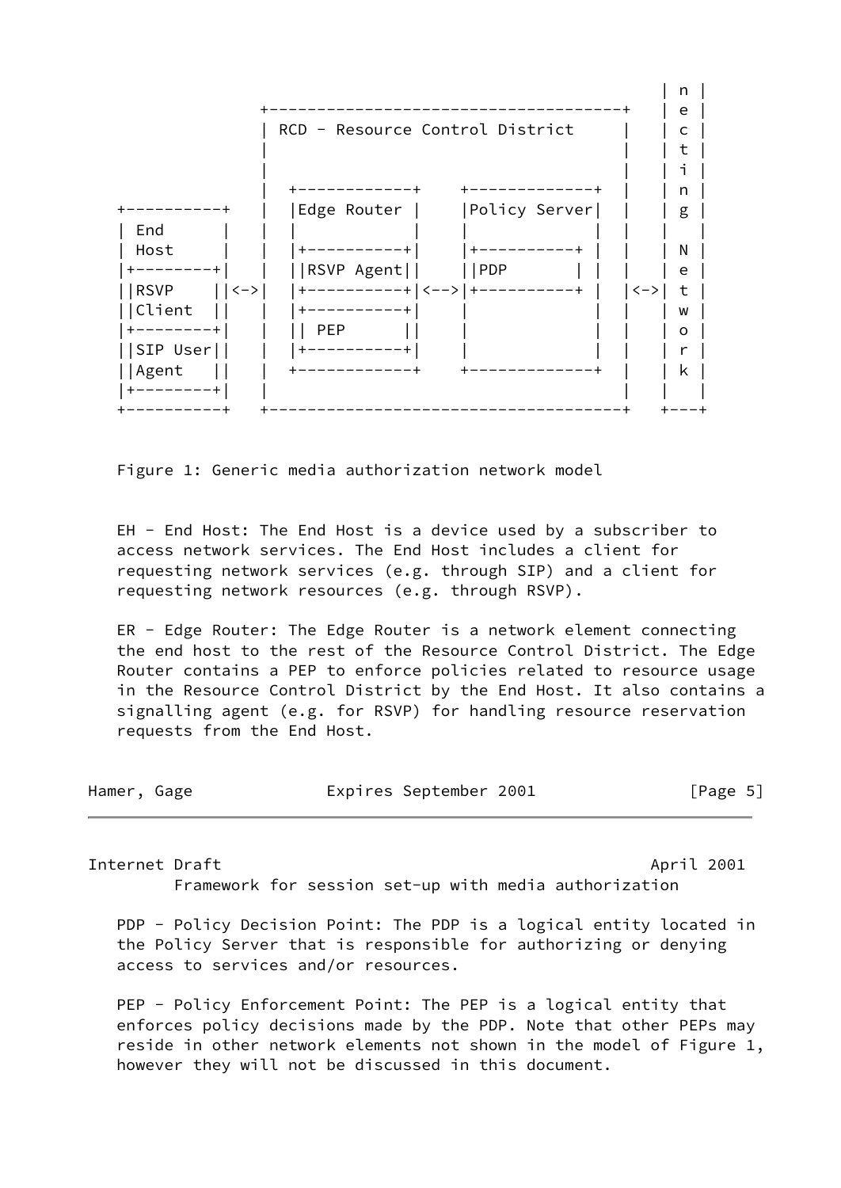```
                                                             | n |
                 +--------------------------------------+    | e |
                 | RCD - Resource Control District      |    | c |
                 |                                      |    | t |
                 |                                      |    | i |
                 |  +------------+    +-------------+   |    | n |
+----------+     |  |Edge Router |    |Policy Server|   |    | g |
| End      |     |  |            |    |             |   |    |   |
| Host     |     |  |+----------+|    |+----------+ |   |    | N |
|+--------+|     |  ||RSVP Agent||    ||PDP       | |   |    | e |
||RSVP    ||<->| |  |+----------+|<-->|+----------+ |   |<->| t |
||Client  ||     |  |+----------+|    |             |   |    | w |
|+--------+|     |  || PEP      ||    |             |   |    | o |
||SIP User||     |  |+----------+|    |             |   |    | r |
||Agent   ||     |  +------------+    +-------------+   |    | k |
|+--------+|     |                                      |    |   |
+----------+     +--------------------------------------+    +---+
```

Figure 1: Generic media authorization network model

EH - End Host: The End Host is a device used by a subscriber to access network services. The End Host includes a client for requesting network services (e.g. through SIP) and a client for requesting network resources (e.g. through RSVP).

ER - Edge Router: The Edge Router is a network element connecting the end host to the rest of the Resource Control District. The Edge Router contains a PEP to enforce policies related to resource usage in the Resource Control District by the End Host. It also contains a signalling agent (e.g. for RSVP) for handling resource reservation requests from the End Host.

PDP - Policy Decision Point: The PDP is a logical entity located in the Policy Server that is responsible for authorizing or denying access to services and/or resources.

PEP - Policy Enforcement Point: The PEP is a logical entity that enforces policy decisions made by the PDP. Note that other PEPs may reside in other network elements not shown in the model of Figure 1, however they will not be discussed in this document.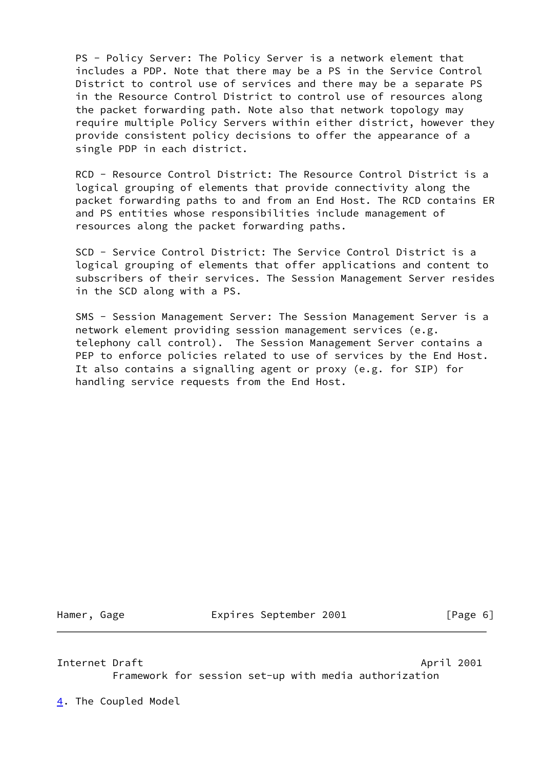PS - Policy Server: The Policy Server is a network element that includes a PDP. Note that there may be a PS in the Service Control District to control use of services and there may be a separate PS in the Resource Control District to control use of resources along the packet forwarding path. Note also that network topology may require multiple Policy Servers within either district, however they provide consistent policy decisions to offer the appearance of a single PDP in each district.

RCD - Resource Control District: The Resource Control District is a logical grouping of elements that provide connectivity along the packet forwarding paths to and from an End Host. The RCD contains ER and PS entities whose responsibilities include management of resources along the packet forwarding paths.

SCD - Service Control District: The Service Control District is a logical grouping of elements that offer applications and content to subscribers of their services. The Session Management Server resides in the SCD along with a PS.

SMS - Session Management Server: The Session Management Server is a network element providing session management services (e.g. telephony call control). The Session Management Server contains a PEP to enforce policies related to use of services by the End Host. It also contains a signalling agent or proxy (e.g. for SIP) for handling service requests from the End Host.

## 4. The Coupled Model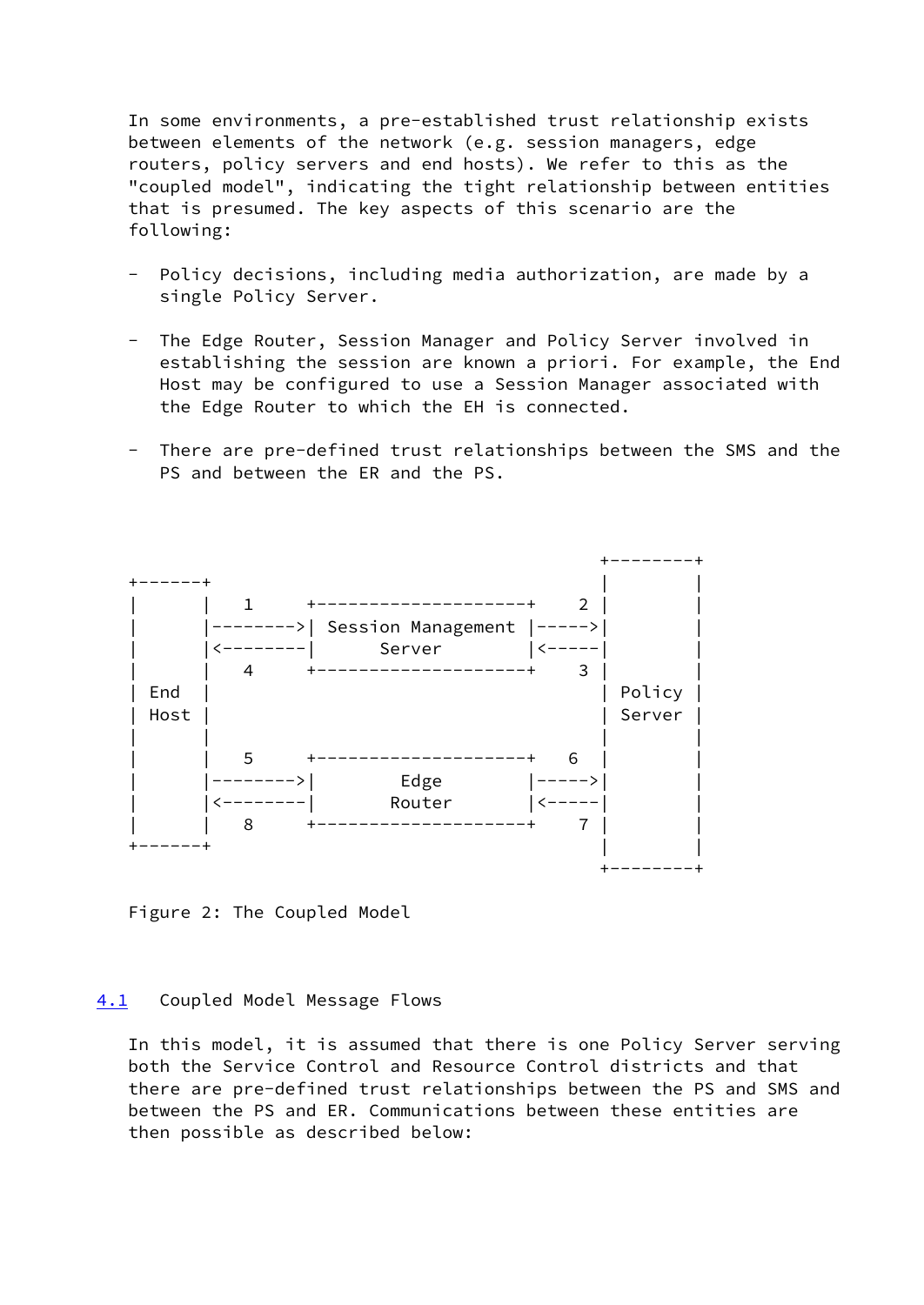In some environments, a pre-established trust relationship exists between elements of the network (e.g. session managers, edge routers, policy servers and end hosts). We refer to this as the "coupled model", indicating the tight relationship between entities that is presumed. The key aspects of this scenario are the following:

- Policy decisions, including media authorization, are made by a single Policy Server.

- The Edge Router, Session Manager and Policy Server involved in establishing the session are known a priori. For example, the End Host may be configured to use a Session Manager associated with the Edge Router to which the EH is connected.

- There are pre-defined trust relationships between the SMS and the PS and between the ER and the PS.

```
                                                     +--------+
+------+                                             |        |
|      |   1     +--------------------+    2 |        |
|      |-------->| Session Management |----->|        |
|      |<--------|      Server        |<-----|        |
|      |   4     +--------------------+    3 |        |
| End  |                                     | Policy |
| Host |                                     | Server |
|      |                                     |        |
|      |   5     +--------------------+   6  |        |
|      |-------->|        Edge        |----->|        |
|      |<--------|       Router       |<-----|        |
|      |   8     +--------------------+    7 |        |
+------+                                     |        |
                                             +--------+
```

Figure 2: The Coupled Model

### 4.1 Coupled Model Message Flows

In this model, it is assumed that there is one Policy Server serving both the Service Control and Resource Control districts and that there are pre-defined trust relationships between the PS and SMS and between the PS and ER. Communications between these entities are then possible as described below: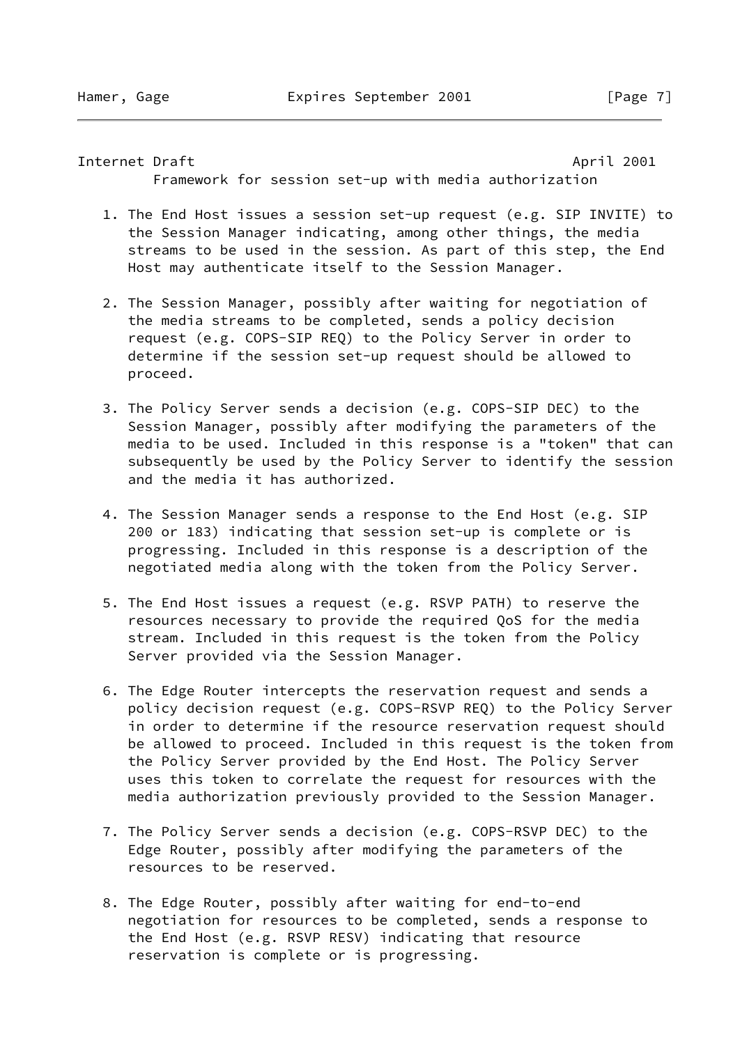1. The End Host issues a session set-up request (e.g. SIP INVITE) to the Session Manager indicating, among other things, the media streams to be used in the session. As part of this step, the End Host may authenticate itself to the Session Manager.

2. The Session Manager, possibly after waiting for negotiation of the media streams to be completed, sends a policy decision request (e.g. COPS-SIP REQ) to the Policy Server in order to determine if the session set-up request should be allowed to proceed.

3. The Policy Server sends a decision (e.g. COPS-SIP DEC) to the Session Manager, possibly after modifying the parameters of the media to be used. Included in this response is a "token" that can subsequently be used by the Policy Server to identify the session and the media it has authorized.

4. The Session Manager sends a response to the End Host (e.g. SIP 200 or 183) indicating that session set-up is complete or is progressing. Included in this response is a description of the negotiated media along with the token from the Policy Server.

5. The End Host issues a request (e.g. RSVP PATH) to reserve the resources necessary to provide the required QoS for the media stream. Included in this request is the token from the Policy Server provided via the Session Manager.

6. The Edge Router intercepts the reservation request and sends a policy decision request (e.g. COPS-RSVP REQ) to the Policy Server in order to determine if the resource reservation request should be allowed to proceed. Included in this request is the token from the Policy Server provided by the End Host. The Policy Server uses this token to correlate the request for resources with the media authorization previously provided to the Session Manager.

7. The Policy Server sends a decision (e.g. COPS-RSVP DEC) to the Edge Router, possibly after modifying the parameters of the resources to be reserved.

8. The Edge Router, possibly after waiting for end-to-end negotiation for resources to be completed, sends a response to the End Host (e.g. RSVP RESV) indicating that resource reservation is complete or is progressing.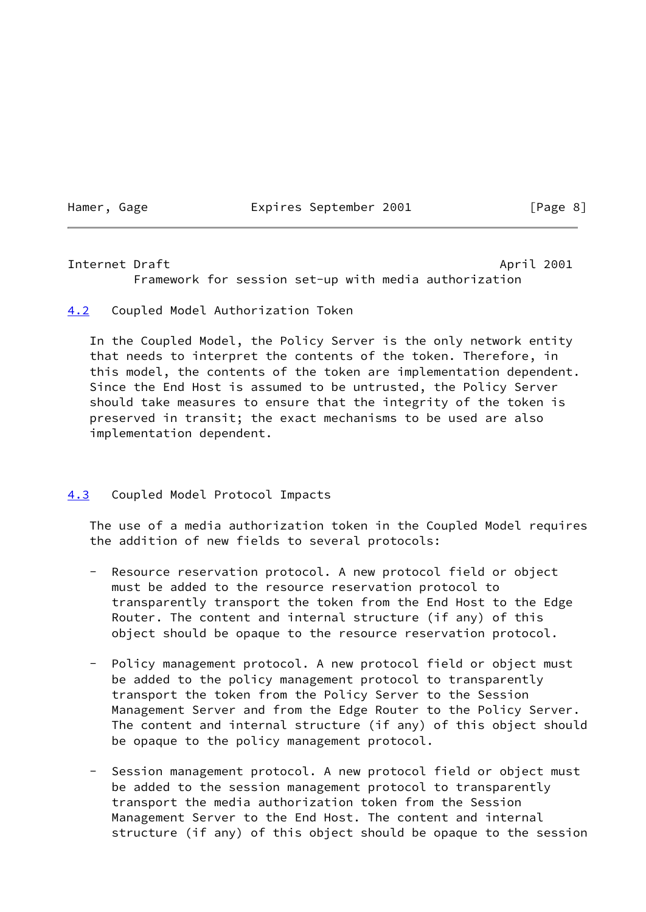### 4.2 Coupled Model Authorization Token

In the Coupled Model, the Policy Server is the only network entity that needs to interpret the contents of the token. Therefore, in this model, the contents of the token are implementation dependent. Since the End Host is assumed to be untrusted, the Policy Server should take measures to ensure that the integrity of the token is preserved in transit; the exact mechanisms to be used are also implementation dependent.

### 4.3 Coupled Model Protocol Impacts

The use of a media authorization token in the Coupled Model requires the addition of new fields to several protocols:

- Resource reservation protocol. A new protocol field or object must be added to the resource reservation protocol to transparently transport the token from the End Host to the Edge Router. The content and internal structure (if any) of this object should be opaque to the resource reservation protocol.

- Policy management protocol. A new protocol field or object must be added to the policy management protocol to transparently transport the token from the Policy Server to the Session Management Server and from the Edge Router to the Policy Server. The content and internal structure (if any) of this object should be opaque to the policy management protocol.

- Session management protocol. A new protocol field or object must be added to the session management protocol to transparently transport the media authorization token from the Session Management Server to the End Host. The content and internal structure (if any) of this object should be opaque to the session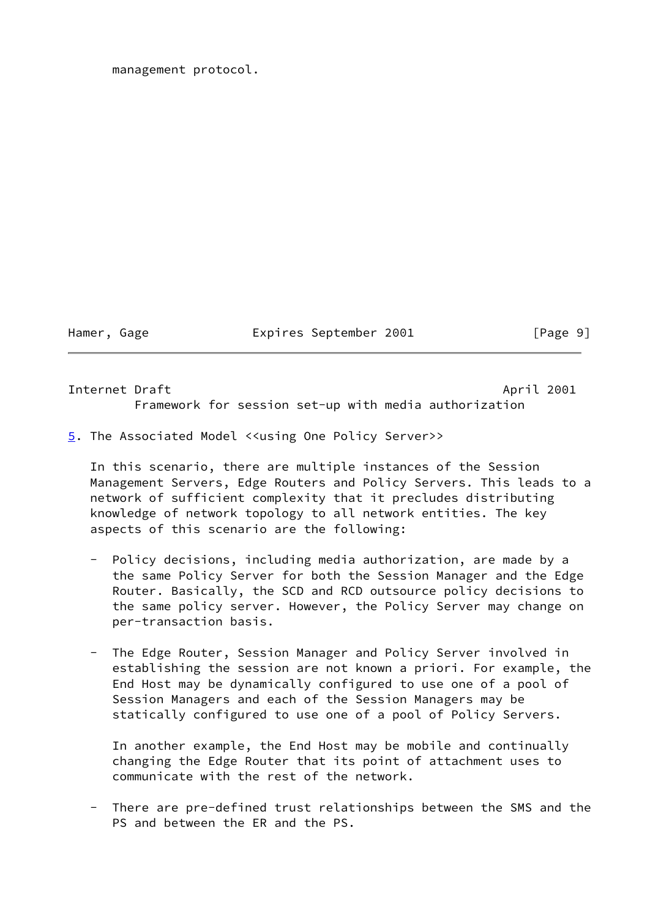management protocol.

## 5. The Associated Model <<using One Policy Server>>

In this scenario, there are multiple instances of the Session Management Servers, Edge Routers and Policy Servers. This leads to a network of sufficient complexity that it precludes distributing knowledge of network topology to all network entities. The key aspects of this scenario are the following:

- Policy decisions, including media authorization, are made by a the same Policy Server for both the Session Manager and the Edge Router. Basically, the SCD and RCD outsource policy decisions to the same policy server. However, the Policy Server may change on per-transaction basis.

- The Edge Router, Session Manager and Policy Server involved in establishing the session are not known a priori. For example, the End Host may be dynamically configured to use one of a pool of Session Managers and each of the Session Managers may be statically configured to use one of a pool of Policy Servers.

  In another example, the End Host may be mobile and continually changing the Edge Router that its point of attachment uses to communicate with the rest of the network.

- There are pre-defined trust relationships between the SMS and the PS and between the ER and the PS.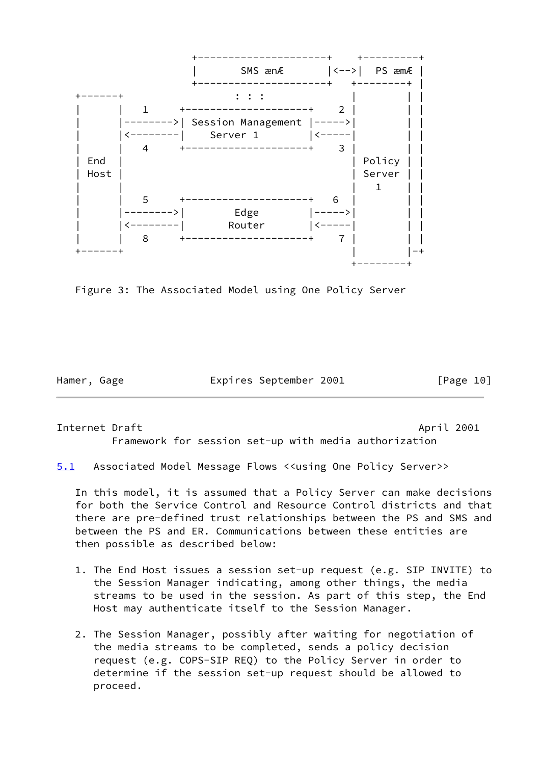```
                    +---------------------+    +---------+
                    |       SMS æmÆ       |<-->|  PS æmÆ |
                    +---------------------+   +--------+ |
  +------+                  : : :             |        | |
  |      |   1    +--------------------+    2 |        | |
  |      |-------->| Session Management |----->|        | |
  |      |<--------|    Server 1        |<-----|        | |
  |      |   4    +--------------------+    3 |        | |
  | End  |                                    | Policy | |
  | Host |                                    | Server | |
  |      |                                    |   1    | |
  |      |   5    +--------------------+    6 |        | |
  |      |-------->|       Edge         |----->|        | |
  |      |<--------|      Router        |<-----|        | |
  |      |   8    +--------------------+    7 |        | |
  +------+                                    |        |-+
                                              +--------+
```

Figure 3: The Associated Model using One Policy Server

## 5.1 Associated Model Message Flows <<using One Policy Server>>

In this model, it is assumed that a Policy Server can make decisions for both the Service Control and Resource Control districts and that there are pre-defined trust relationships between the PS and SMS and between the PS and ER. Communications between these entities are then possible as described below:

1. The End Host issues a session set-up request (e.g. SIP INVITE) to the Session Manager indicating, among other things, the media streams to be used in the session. As part of this step, the End Host may authenticate itself to the Session Manager.

2. The Session Manager, possibly after waiting for negotiation of the media streams to be completed, sends a policy decision request (e.g. COPS-SIP REQ) to the Policy Server in order to determine if the session set-up request should be allowed to proceed.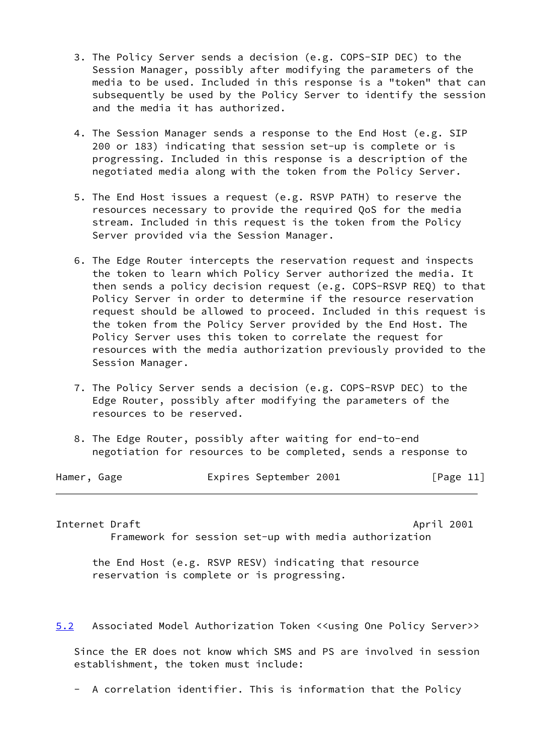3. The Policy Server sends a decision (e.g. COPS-SIP DEC) to the Session Manager, possibly after modifying the parameters of the media to be used. Included in this response is a "token" that can subsequently be used by the Policy Server to identify the session and the media it has authorized.

4. The Session Manager sends a response to the End Host (e.g. SIP 200 or 183) indicating that session set-up is complete or is progressing. Included in this response is a description of the negotiated media along with the token from the Policy Server.

5. The End Host issues a request (e.g. RSVP PATH) to reserve the resources necessary to provide the required QoS for the media stream. Included in this request is the token from the Policy Server provided via the Session Manager.

6. The Edge Router intercepts the reservation request and inspects the token to learn which Policy Server authorized the media. It then sends a policy decision request (e.g. COPS-RSVP REQ) to that Policy Server in order to determine if the resource reservation request should be allowed to proceed. Included in this request is the token from the Policy Server provided by the End Host. The Policy Server uses this token to correlate the request for resources with the media authorization previously provided to the Session Manager.

7. The Policy Server sends a decision (e.g. COPS-RSVP DEC) to the Edge Router, possibly after modifying the parameters of the resources to be reserved.

8. The Edge Router, possibly after waiting for end-to-end negotiation for resources to be completed, sends a response to the End Host (e.g. RSVP RESV) indicating that resource reservation is complete or is progressing.

## 5.2 Associated Model Authorization Token <<using One Policy Server>>

Since the ER does not know which SMS and PS are involved in session establishment, the token must include:

- A correlation identifier. This is information that the Policy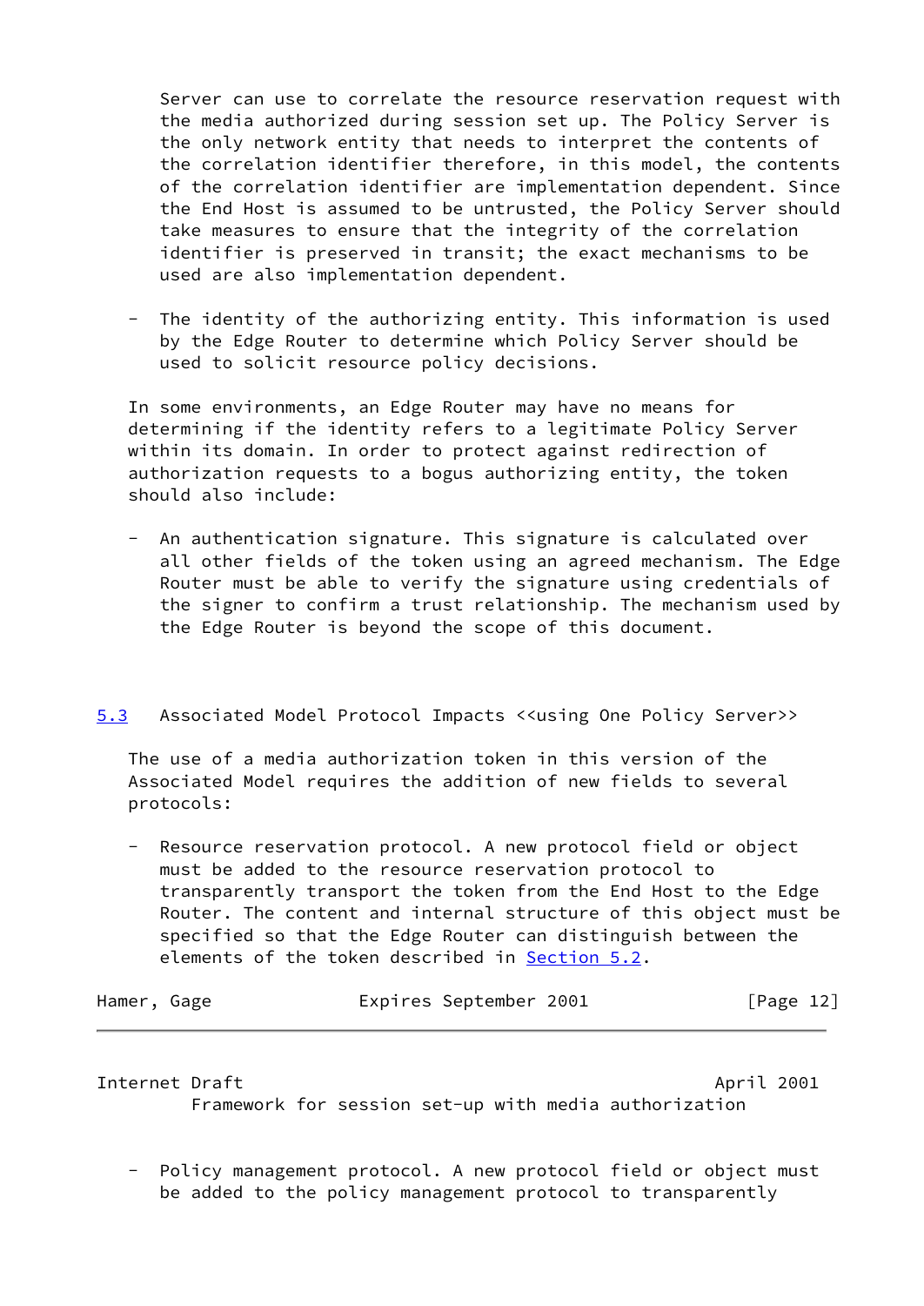Server can use to correlate the resource reservation request with the media authorized during session set up. The Policy Server is the only network entity that needs to interpret the contents of the correlation identifier therefore, in this model, the contents of the correlation identifier are implementation dependent. Since the End Host is assumed to be untrusted, the Policy Server should take measures to ensure that the integrity of the correlation identifier is preserved in transit; the exact mechanisms to be used are also implementation dependent.

- The identity of the authorizing entity. This information is used by the Edge Router to determine which Policy Server should be used to solicit resource policy decisions.

In some environments, an Edge Router may have no means for determining if the identity refers to a legitimate Policy Server within its domain. In order to protect against redirection of authorization requests to a bogus authorizing entity, the token should also include:

- An authentication signature. This signature is calculated over all other fields of the token using an agreed mechanism. The Edge Router must be able to verify the signature using credentials of the signer to confirm a trust relationship. The mechanism used by the Edge Router is beyond the scope of this document.

## 5.3 Associated Model Protocol Impacts <<using One Policy Server>>

The use of a media authorization token in this version of the Associated Model requires the addition of new fields to several protocols:

- Resource reservation protocol. A new protocol field or object must be added to the resource reservation protocol to transparently transport the token from the End Host to the Edge Router. The content and internal structure of this object must be specified so that the Edge Router can distinguish between the elements of the token described in Section 5.2.

- Policy management protocol. A new protocol field or object must be added to the policy management protocol to transparently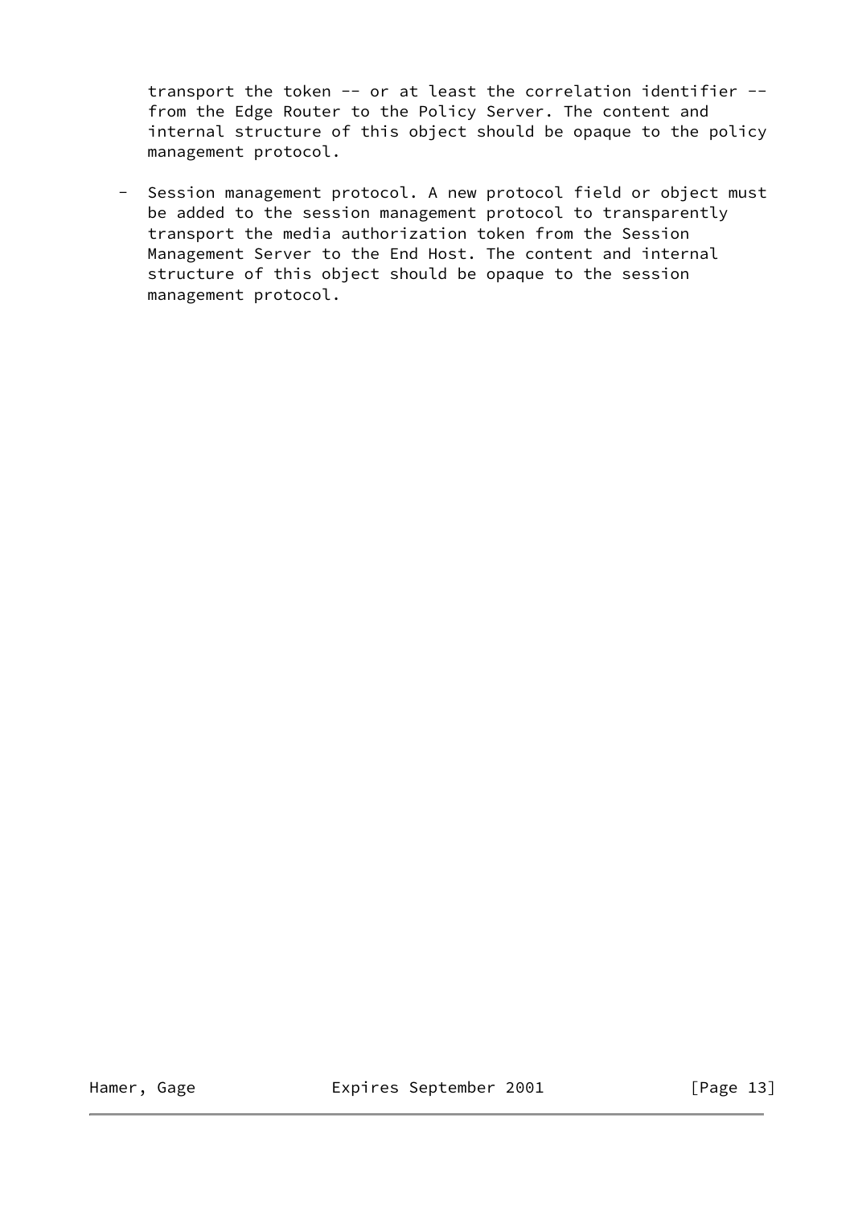transport the token -- or at least the correlation identifier -- from the Edge Router to the Policy Server. The content and internal structure of this object should be opaque to the policy management protocol.

- Session management protocol. A new protocol field or object must be added to the session management protocol to transparently transport the media authorization token from the Session Management Server to the End Host. The content and internal structure of this object should be opaque to the session management protocol.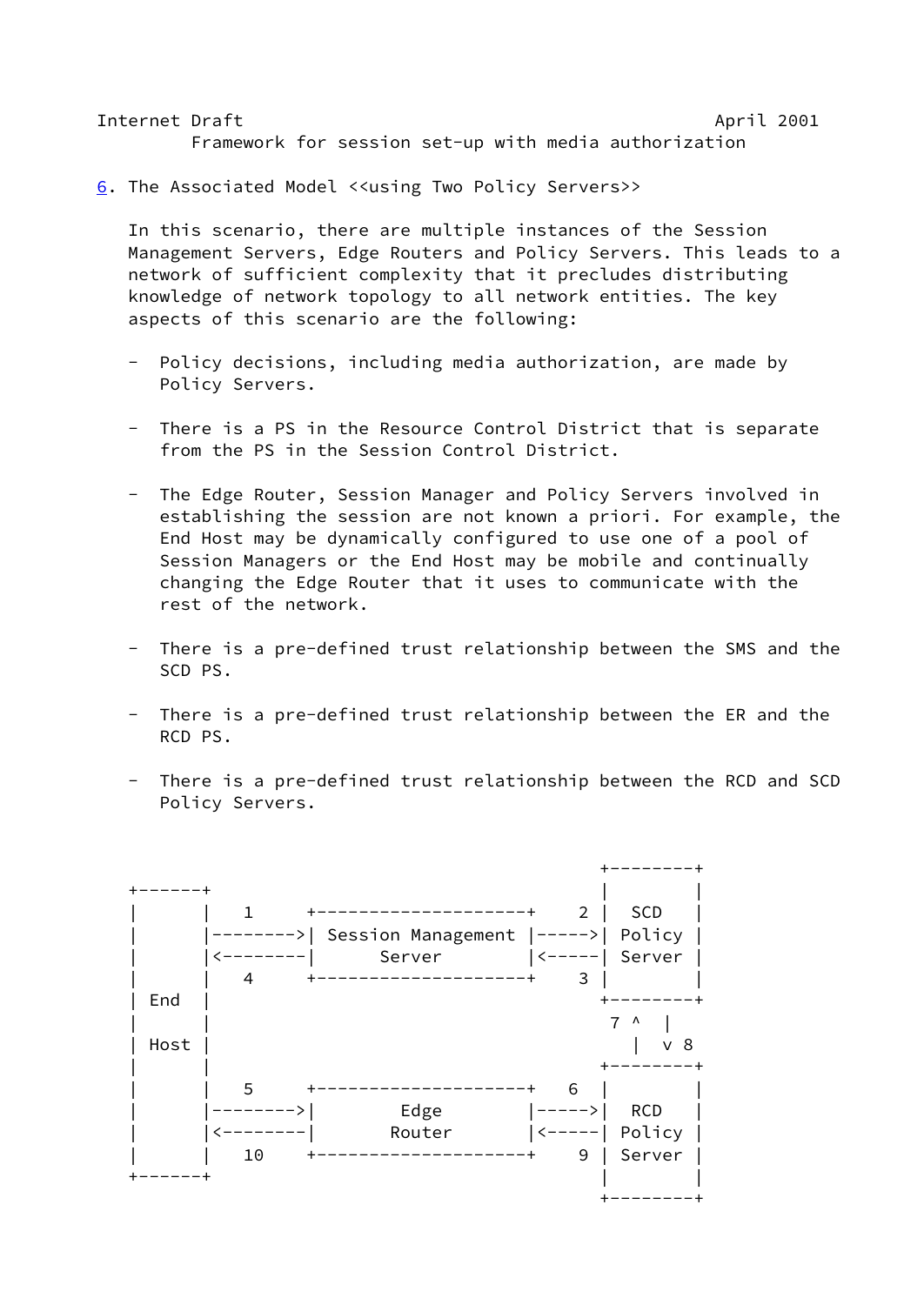## 6. The Associated Model <<using Two Policy Servers>>

In this scenario, there are multiple instances of the Session Management Servers, Edge Routers and Policy Servers. This leads to a network of sufficient complexity that it precludes distributing knowledge of network topology to all network entities. The key aspects of this scenario are the following:

- Policy decisions, including media authorization, are made by Policy Servers.

- There is a PS in the Resource Control District that is separate from the PS in the Session Control District.

- The Edge Router, Session Manager and Policy Servers involved in establishing the session are not known a priori. For example, the End Host may be dynamically configured to use one of a pool of Session Managers or the End Host may be mobile and continually changing the Edge Router that it uses to communicate with the rest of the network.

- There is a pre-defined trust relationship between the SMS and the SCD PS.

- There is a pre-defined trust relationship between the ER and the RCD PS.

- There is a pre-defined trust relationship between the RCD and SCD Policy Servers.

```
                                                   +--------+
+------+                                           |        |
|      |   1     +--------------------+    2 |  SCD   |
|      |-------->| Session Management |----->| Policy |
|      |<--------|      Server        |<-----| Server |
|      |   4     +--------------------+    3 |        |
| End  |                                           +--------+
|      |                                            7 ^  |
| Host |                                              |  v 8
|      |                                           +--------+
|      |   5     +--------------------+   6  |        |
|      |-------->|        Edge        |----->|  RCD   |
|      |<--------|       Router       |<-----| Policy |
|      |   10    +--------------------+    9 | Server |
+------+                                           |        |
                                                   +--------+
```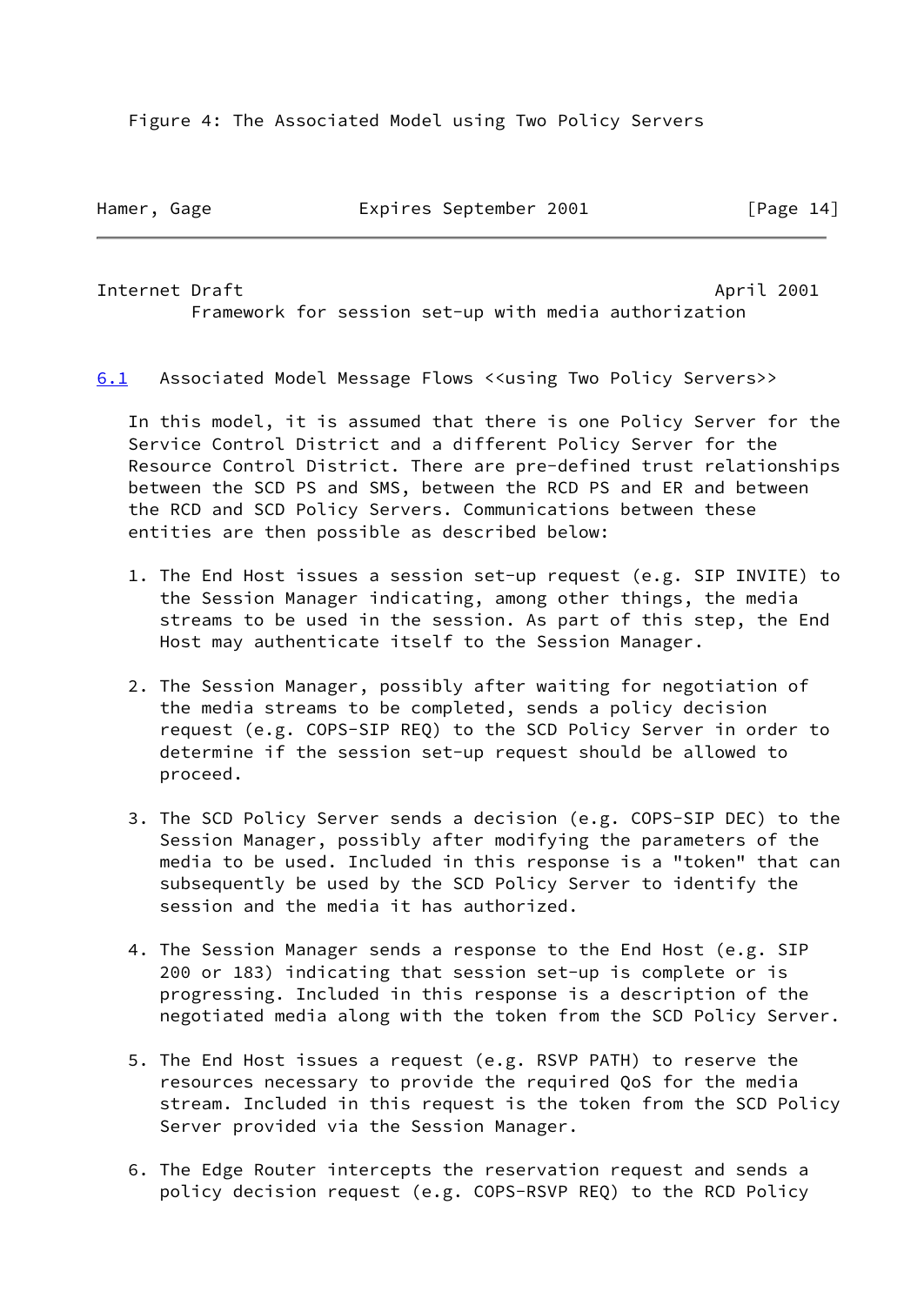Figure 4: The Associated Model using Two Policy Servers

### 6.1 Associated Model Message Flows <<using Two Policy Servers>>

In this model, it is assumed that there is one Policy Server for the Service Control District and a different Policy Server for the Resource Control District. There are pre-defined trust relationships between the SCD PS and SMS, between the RCD PS and ER and between the RCD and SCD Policy Servers. Communications between these entities are then possible as described below:

1. The End Host issues a session set-up request (e.g. SIP INVITE) to the Session Manager indicating, among other things, the media streams to be used in the session. As part of this step, the End Host may authenticate itself to the Session Manager.

2. The Session Manager, possibly after waiting for negotiation of the media streams to be completed, sends a policy decision request (e.g. COPS-SIP REQ) to the SCD Policy Server in order to determine if the session set-up request should be allowed to proceed.

3. The SCD Policy Server sends a decision (e.g. COPS-SIP DEC) to the Session Manager, possibly after modifying the parameters of the media to be used. Included in this response is a "token" that can subsequently be used by the SCD Policy Server to identify the session and the media it has authorized.

4. The Session Manager sends a response to the End Host (e.g. SIP 200 or 183) indicating that session set-up is complete or is progressing. Included in this response is a description of the negotiated media along with the token from the SCD Policy Server.

5. The End Host issues a request (e.g. RSVP PATH) to reserve the resources necessary to provide the required QoS for the media stream. Included in this request is the token from the SCD Policy Server provided via the Session Manager.

6. The Edge Router intercepts the reservation request and sends a policy decision request (e.g. COPS-RSVP REQ) to the RCD Policy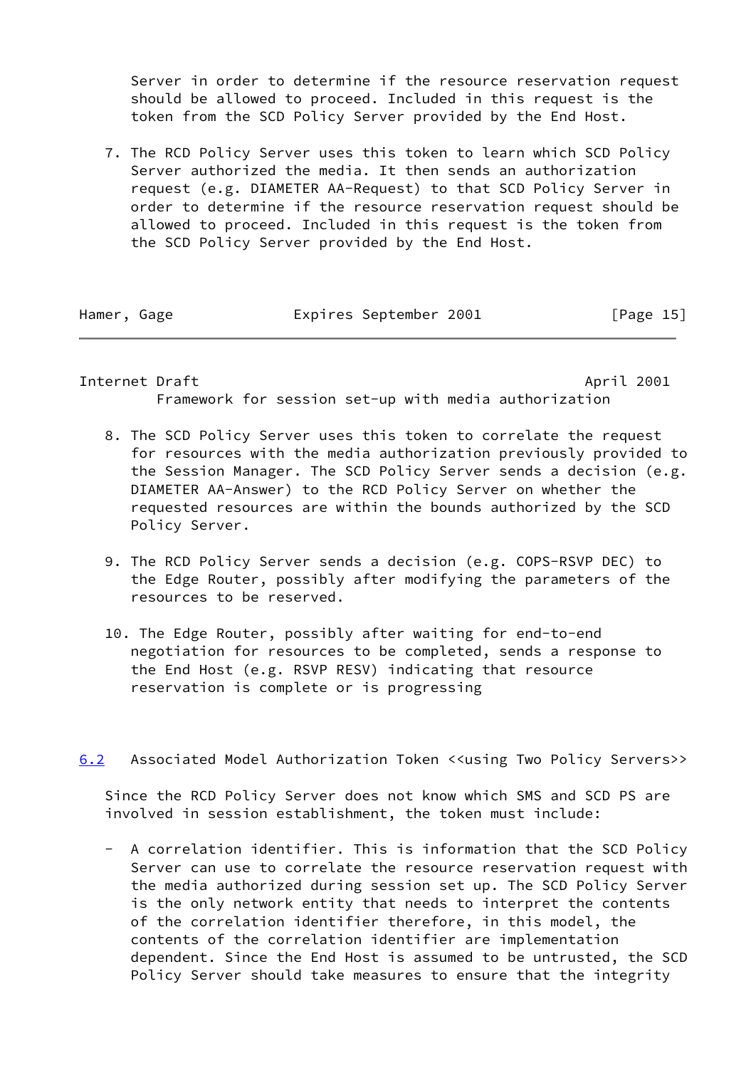Server in order to determine if the resource reservation request should be allowed to proceed. Included in this request is the token from the SCD Policy Server provided by the End Host.

7. The RCD Policy Server uses this token to learn which SCD Policy Server authorized the media. It then sends an authorization request (e.g. DIAMETER AA-Request) to that SCD Policy Server in order to determine if the resource reservation request should be allowed to proceed. Included in this request is the token from the SCD Policy Server provided by the End Host.

8. The SCD Policy Server uses this token to correlate the request for resources with the media authorization previously provided to the Session Manager. The SCD Policy Server sends a decision (e.g. DIAMETER AA-Answer) to the RCD Policy Server on whether the requested resources are within the bounds authorized by the SCD Policy Server.

9. The RCD Policy Server sends a decision (e.g. COPS-RSVP DEC) to the Edge Router, possibly after modifying the parameters of the resources to be reserved.

10. The Edge Router, possibly after waiting for end-to-end negotiation for resources to be completed, sends a response to the End Host (e.g. RSVP RESV) indicating that resource reservation is complete or is progressing

## 6.2 Associated Model Authorization Token <<using Two Policy Servers>>

Since the RCD Policy Server does not know which SMS and SCD PS are involved in session establishment, the token must include:

- A correlation identifier. This is information that the SCD Policy Server can use to correlate the resource reservation request with the media authorized during session set up. The SCD Policy Server is the only network entity that needs to interpret the contents of the correlation identifier therefore, in this model, the contents of the correlation identifier are implementation dependent. Since the End Host is assumed to be untrusted, the SCD Policy Server should take measures to ensure that the integrity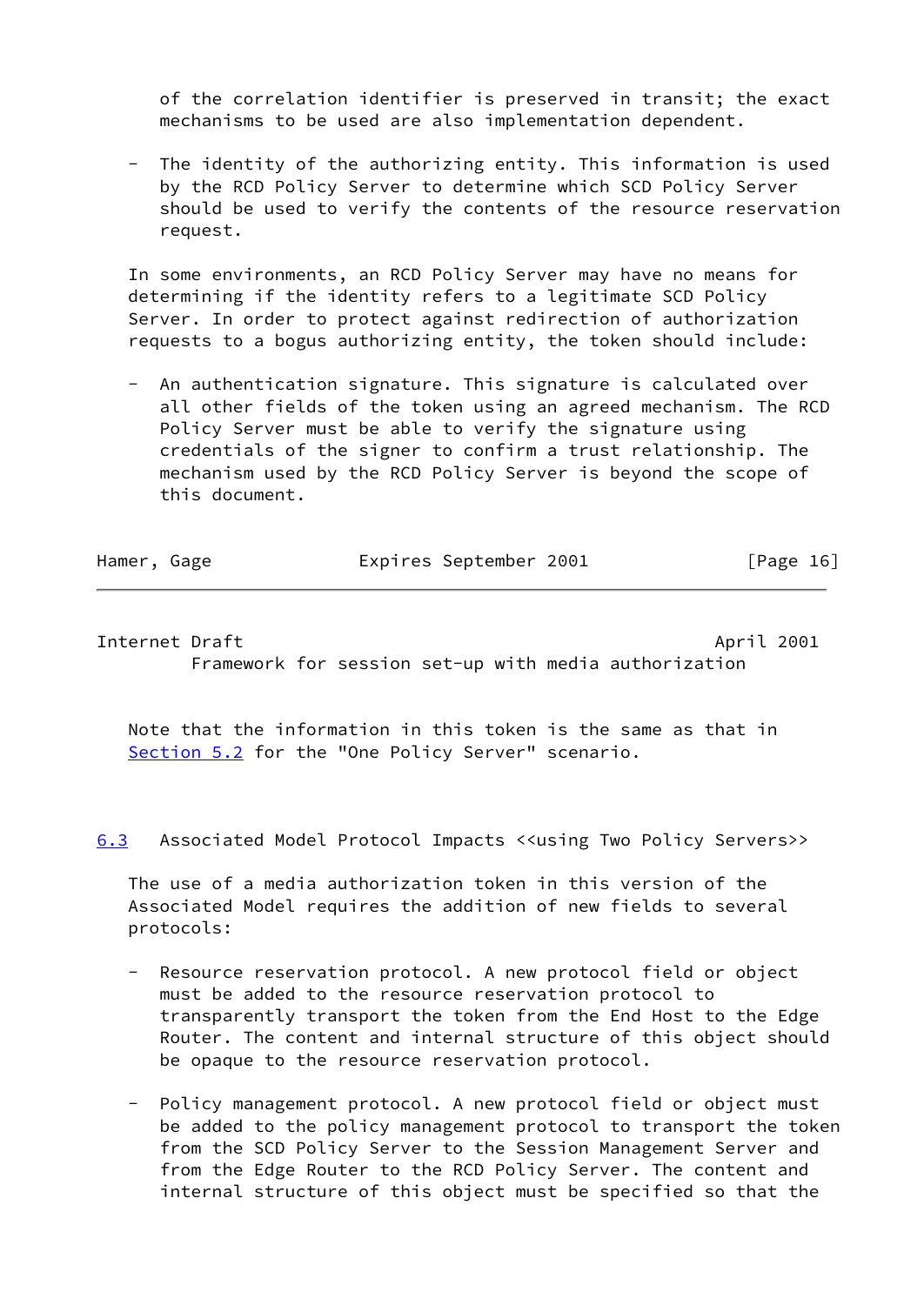of the correlation identifier is preserved in transit; the exact mechanisms to be used are also implementation dependent.

- The identity of the authorizing entity. This information is used by the RCD Policy Server to determine which SCD Policy Server should be used to verify the contents of the resource reservation request.

In some environments, an RCD Policy Server may have no means for determining if the identity refers to a legitimate SCD Policy Server. In order to protect against redirection of authorization requests to a bogus authorizing entity, the token should include:

- An authentication signature. This signature is calculated over all other fields of the token using an agreed mechanism. The RCD Policy Server must be able to verify the signature using credentials of the signer to confirm a trust relationship. The mechanism used by the RCD Policy Server is beyond the scope of this document.

Note that the information in this token is the same as that in Section 5.2 for the "One Policy Server" scenario.

## 6.3 Associated Model Protocol Impacts <<using Two Policy Servers>>

The use of a media authorization token in this version of the Associated Model requires the addition of new fields to several protocols:

- Resource reservation protocol. A new protocol field or object must be added to the resource reservation protocol to transparently transport the token from the End Host to the Edge Router. The content and internal structure of this object should be opaque to the resource reservation protocol.

- Policy management protocol. A new protocol field or object must be added to the policy management protocol to transport the token from the SCD Policy Server to the Session Management Server and from the Edge Router to the RCD Policy Server. The content and internal structure of this object must be specified so that the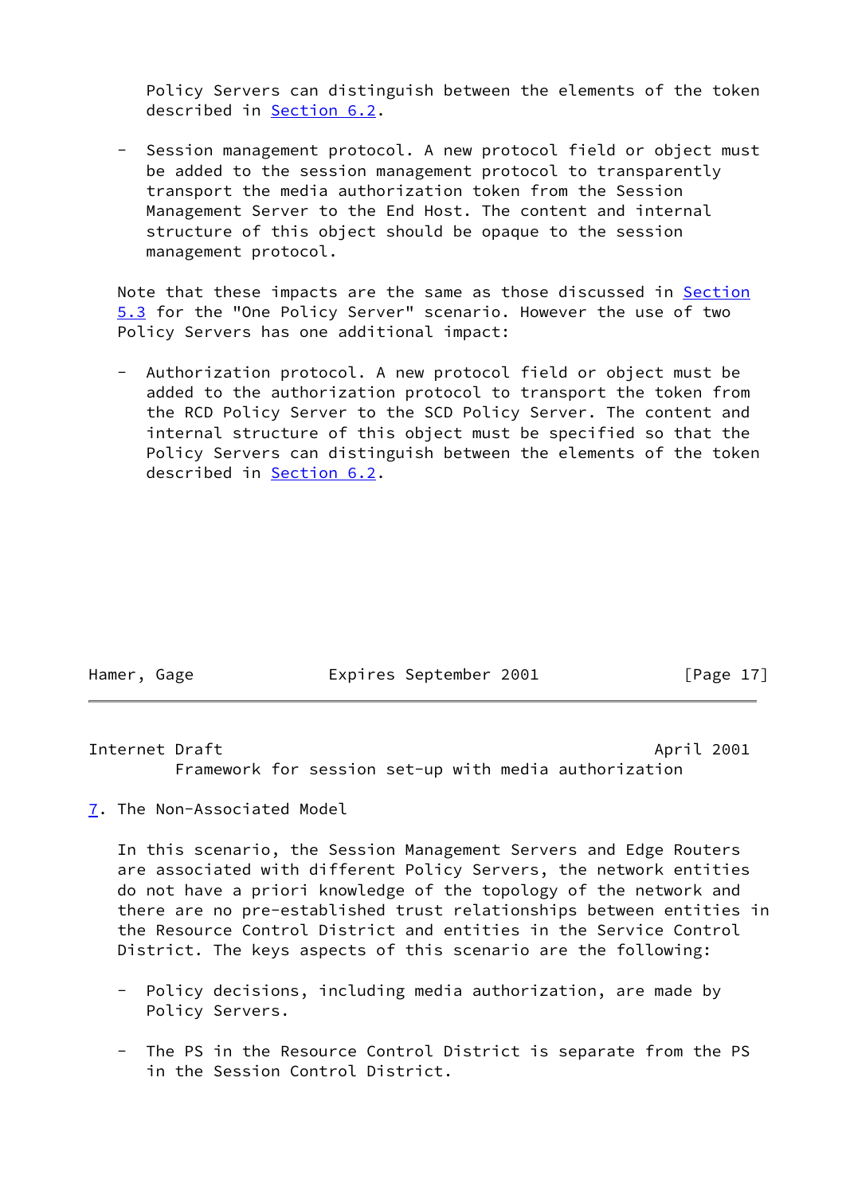Policy Servers can distinguish between the elements of the token described in Section 6.2.

- Session management protocol. A new protocol field or object must be added to the session management protocol to transparently transport the media authorization token from the Session Management Server to the End Host. The content and internal structure of this object should be opaque to the session management protocol.

Note that these impacts are the same as those discussed in Section 5.3 for the "One Policy Server" scenario. However the use of two Policy Servers has one additional impact:

- Authorization protocol. A new protocol field or object must be added to the authorization protocol to transport the token from the RCD Policy Server to the SCD Policy Server. The content and internal structure of this object must be specified so that the Policy Servers can distinguish between the elements of the token described in Section 6.2.

## 7. The Non-Associated Model

In this scenario, the Session Management Servers and Edge Routers are associated with different Policy Servers, the network entities do not have a priori knowledge of the topology of the network and there are no pre-established trust relationships between entities in the Resource Control District and entities in the Service Control District. The keys aspects of this scenario are the following:

- Policy decisions, including media authorization, are made by Policy Servers.

- The PS in the Resource Control District is separate from the PS in the Session Control District.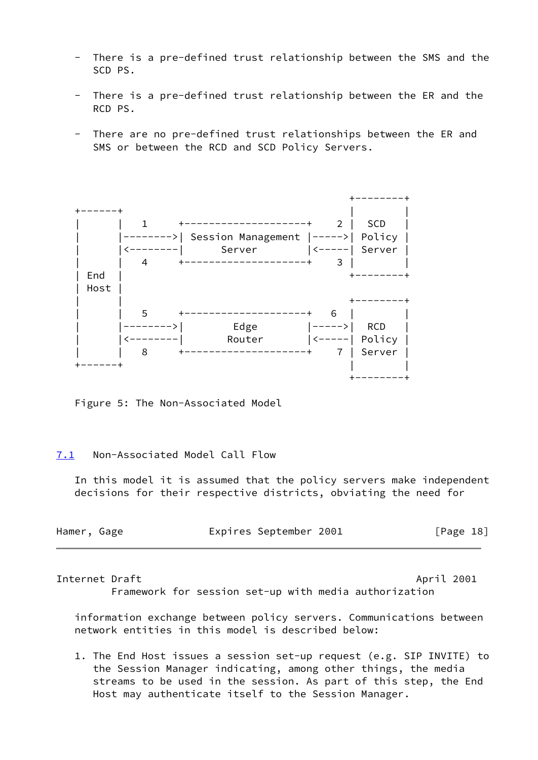- There is a pre-defined trust relationship between the SMS and the SCD PS.

- There is a pre-defined trust relationship between the ER and the RCD PS.

- There are no pre-defined trust relationships between the ER and SMS or between the RCD and SCD Policy Servers.

```
                                                   +---------+
+-------+                                          |         |
|       |   1     +---------------------+     2 |   SCD   |
|       |-------->| Session Management  |----->|  Policy |
|       |<--------|       Server        |<-----|  Server |
|       |   4     +---------------------+     3 |         |
| End   |                                          +---------+
| Host  |
|       |                                          +---------+
|       |   5     +---------------------+    6  |         |
|       |-------->|        Edge         |----->|   RCD   |
|       |<--------|       Router        |<-----|  Policy |
|       |   8     +---------------------+     7 |  Server |
+-------+                                          |         |
                                                   +---------+
```

Figure 5: The Non-Associated Model

## 7.1 Non-Associated Model Call Flow

In this model it is assumed that the policy servers make independent decisions for their respective districts, obviating the need for information exchange between policy servers. Communications between network entities in this model is described below:

1. The End Host issues a session set-up request (e.g. SIP INVITE) to the Session Manager indicating, among other things, the media streams to be used in the session. As part of this step, the End Host may authenticate itself to the Session Manager.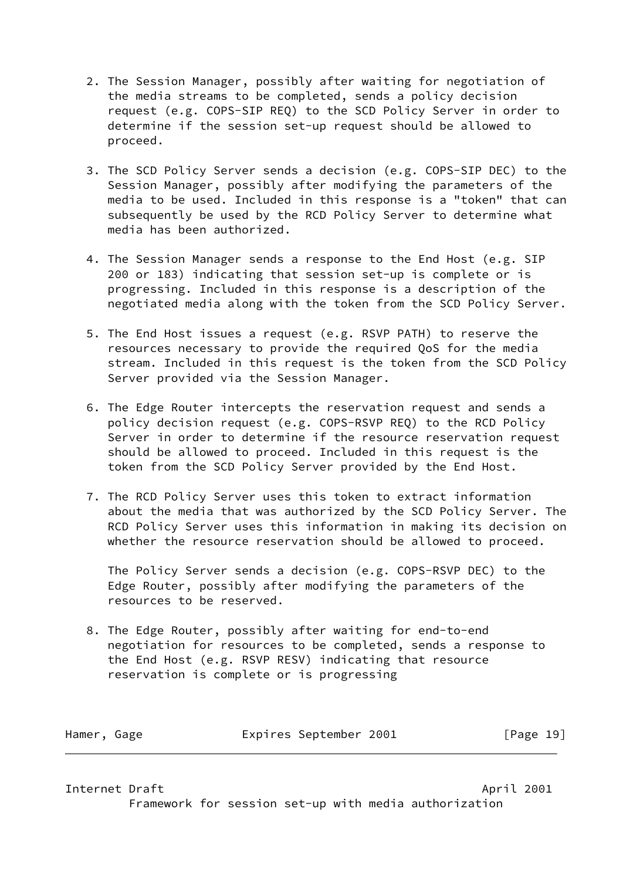2. The Session Manager, possibly after waiting for negotiation of the media streams to be completed, sends a policy decision request (e.g. COPS-SIP REQ) to the SCD Policy Server in order to determine if the session set-up request should be allowed to proceed.

3. The SCD Policy Server sends a decision (e.g. COPS-SIP DEC) to the Session Manager, possibly after modifying the parameters of the media to be used. Included in this response is a "token" that can subsequently be used by the RCD Policy Server to determine what media has been authorized.

4. The Session Manager sends a response to the End Host (e.g. SIP 200 or 183) indicating that session set-up is complete or is progressing. Included in this response is a description of the negotiated media along with the token from the SCD Policy Server.

5. The End Host issues a request (e.g. RSVP PATH) to reserve the resources necessary to provide the required QoS for the media stream. Included in this request is the token from the SCD Policy Server provided via the Session Manager.

6. The Edge Router intercepts the reservation request and sends a policy decision request (e.g. COPS-RSVP REQ) to the RCD Policy Server in order to determine if the resource reservation request should be allowed to proceed. Included in this request is the token from the SCD Policy Server provided by the End Host.

7. The RCD Policy Server uses this token to extract information about the media that was authorized by the SCD Policy Server. The RCD Policy Server uses this information in making its decision on whether the resource reservation should be allowed to proceed.

   The Policy Server sends a decision (e.g. COPS-RSVP DEC) to the Edge Router, possibly after modifying the parameters of the resources to be reserved.

8. The Edge Router, possibly after waiting for end-to-end negotiation for resources to be completed, sends a response to the End Host (e.g. RSVP RESV) indicating that resource reservation is complete or is progressing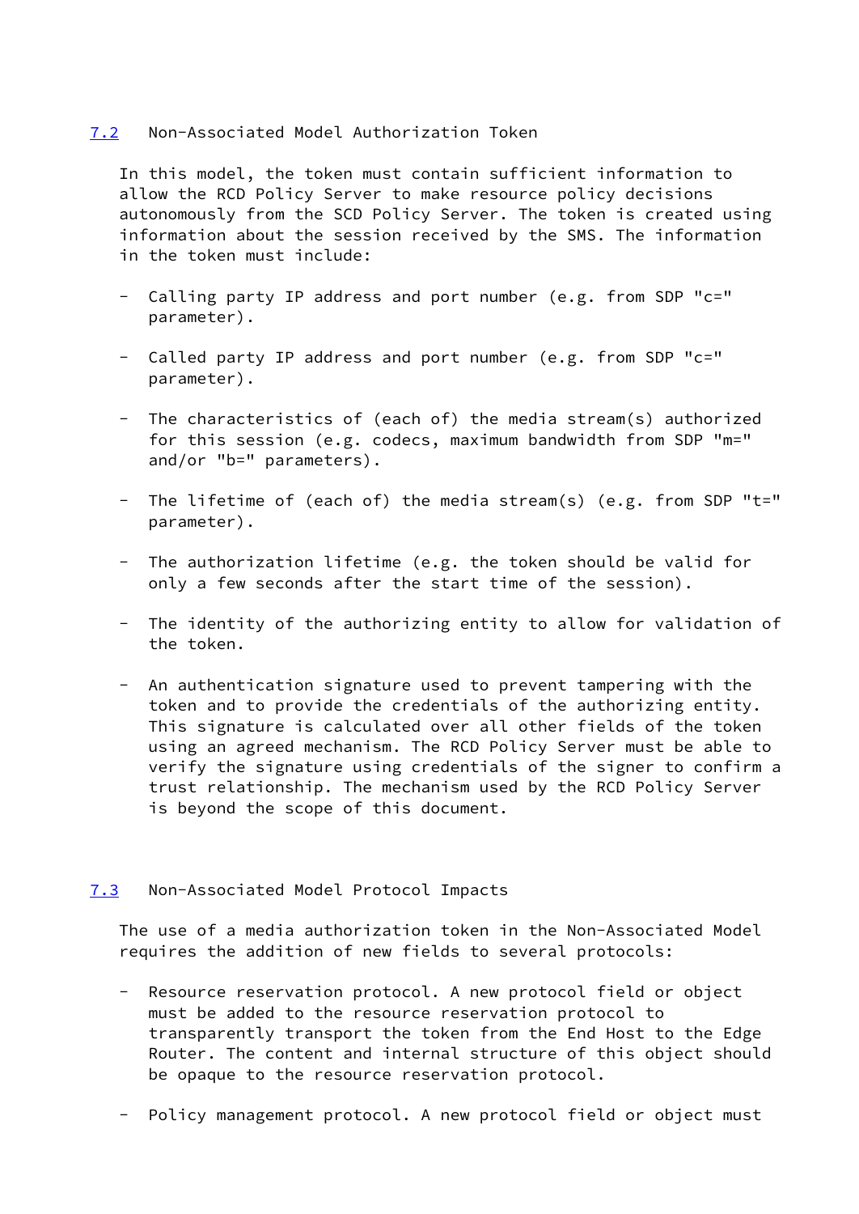### 7.2 Non-Associated Model Authorization Token

In this model, the token must contain sufficient information to allow the RCD Policy Server to make resource policy decisions autonomously from the SCD Policy Server. The token is created using information about the session received by the SMS. The information in the token must include:

- Calling party IP address and port number (e.g. from SDP "c=" parameter).

- Called party IP address and port number (e.g. from SDP "c=" parameter).

- The characteristics of (each of) the media stream(s) authorized for this session (e.g. codecs, maximum bandwidth from SDP "m=" and/or "b=" parameters).

- The lifetime of (each of) the media stream(s) (e.g. from SDP "t=" parameter).

- The authorization lifetime (e.g. the token should be valid for only a few seconds after the start time of the session).

- The identity of the authorizing entity to allow for validation of the token.

- An authentication signature used to prevent tampering with the token and to provide the credentials of the authorizing entity. This signature is calculated over all other fields of the token using an agreed mechanism. The RCD Policy Server must be able to verify the signature using credentials of the signer to confirm a trust relationship. The mechanism used by the RCD Policy Server is beyond the scope of this document.

### 7.3 Non-Associated Model Protocol Impacts

The use of a media authorization token in the Non-Associated Model requires the addition of new fields to several protocols:

- Resource reservation protocol. A new protocol field or object must be added to the resource reservation protocol to transparently transport the token from the End Host to the Edge Router. The content and internal structure of this object should be opaque to the resource reservation protocol.

- Policy management protocol. A new protocol field or object must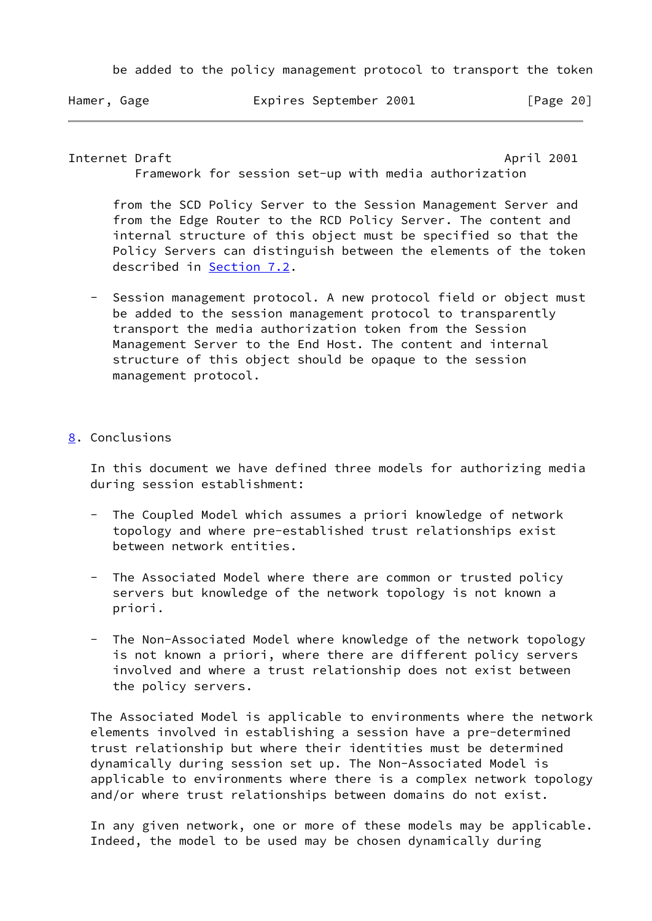be added to the policy management protocol to transport the token from the SCD Policy Server to the Session Management Server and from the Edge Router to the RCD Policy Server. The content and internal structure of this object must be specified so that the Policy Servers can distinguish between the elements of the token described in Section 7.2.

- Session management protocol. A new protocol field or object must be added to the session management protocol to transparently transport the media authorization token from the Session Management Server to the End Host. The content and internal structure of this object should be opaque to the session management protocol.

## 8. Conclusions

In this document we have defined three models for authorizing media during session establishment:

- The Coupled Model which assumes a priori knowledge of network topology and where pre-established trust relationships exist between network entities.

- The Associated Model where there are common or trusted policy servers but knowledge of the network topology is not known a priori.

- The Non-Associated Model where knowledge of the network topology is not known a priori, where there are different policy servers involved and where a trust relationship does not exist between the policy servers.

The Associated Model is applicable to environments where the network elements involved in establishing a session have a pre-determined trust relationship but where their identities must be determined dynamically during session set up. The Non-Associated Model is applicable to environments where there is a complex network topology and/or where trust relationships between domains do not exist.

In any given network, one or more of these models may be applicable. Indeed, the model to be used may be chosen dynamically during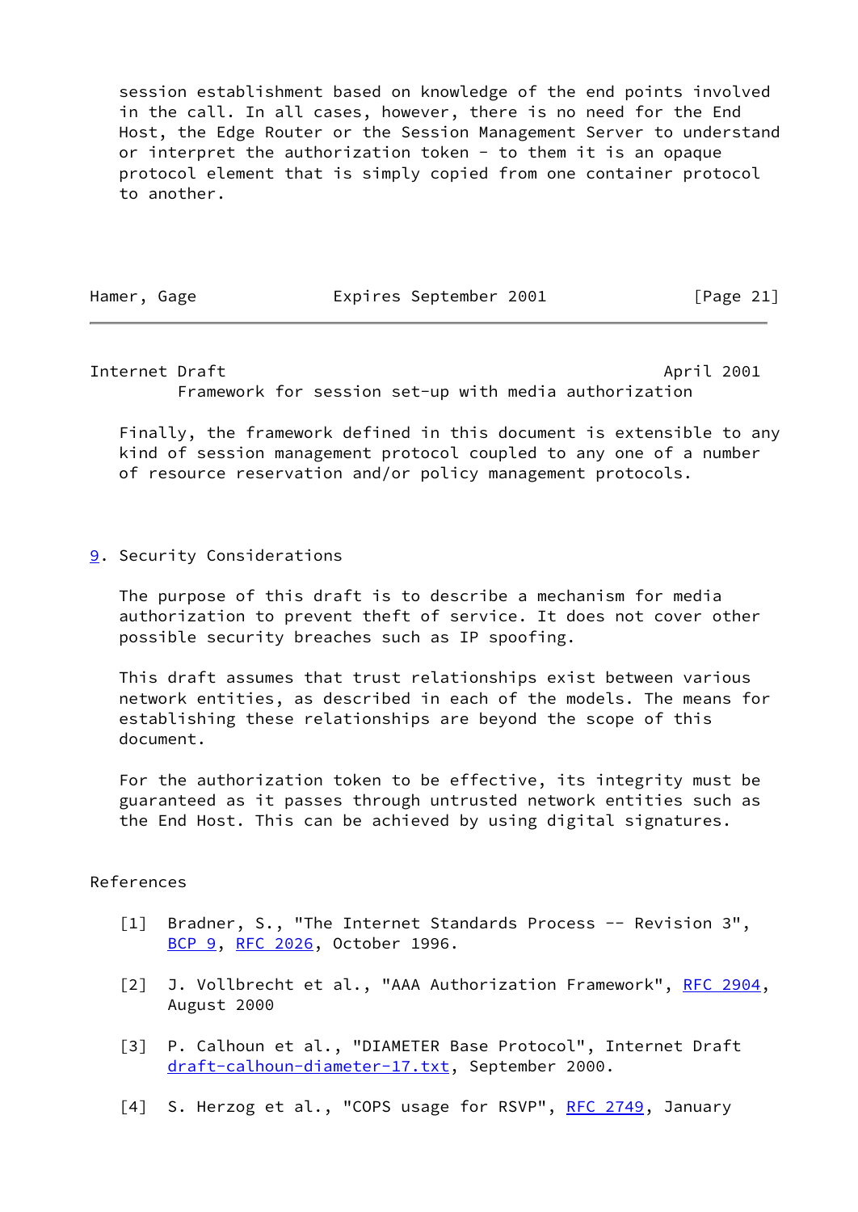session establishment based on knowledge of the end points involved in the call. In all cases, however, there is no need for the End Host, the Edge Router or the Session Management Server to understand or interpret the authorization token - to them it is an opaque protocol element that is simply copied from one container protocol to another.

Finally, the framework defined in this document is extensible to any kind of session management protocol coupled to any one of a number of resource reservation and/or policy management protocols.

## 9. Security Considerations

The purpose of this draft is to describe a mechanism for media authorization to prevent theft of service. It does not cover other possible security breaches such as IP spoofing.

This draft assumes that trust relationships exist between various network entities, as described in each of the models. The means for establishing these relationships are beyond the scope of this document.

For the authorization token to be effective, its integrity must be guaranteed as it passes through untrusted network entities such as the End Host. This can be achieved by using digital signatures.

## References

[1] Bradner, S., "The Internet Standards Process -- Revision 3", BCP 9, RFC 2026, October 1996.

[2] J. Vollbrecht et al., "AAA Authorization Framework", RFC 2904, August 2000

[3] P. Calhoun et al., "DIAMETER Base Protocol", Internet Draft draft-calhoun-diameter-17.txt, September 2000.

[4] S. Herzog et al., "COPS usage for RSVP", RFC 2749, January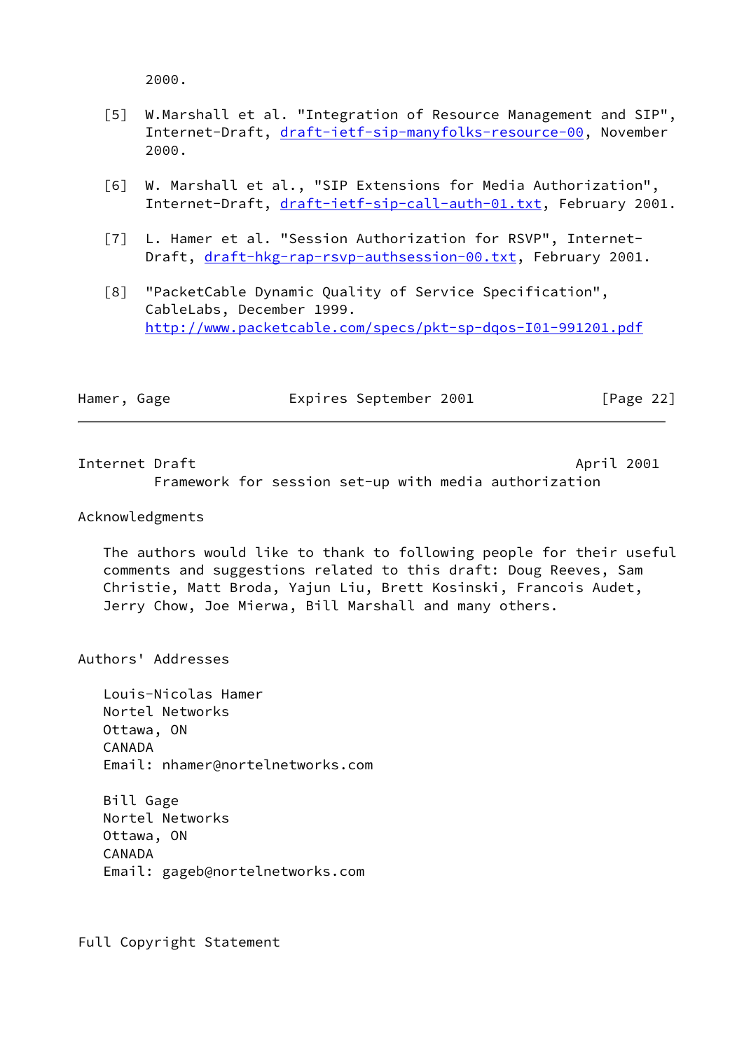2000.

[5] W.Marshall et al. "Integration of Resource Management and SIP", Internet-Draft, draft-ietf-sip-manyfolks-resource-00, November 2000.

[6] W. Marshall et al., "SIP Extensions for Media Authorization", Internet-Draft, draft-ietf-sip-call-auth-01.txt, February 2001.

[7] L. Hamer et al. "Session Authorization for RSVP", Internet-Draft, draft-hkg-rap-rsvp-authsession-00.txt, February 2001.

[8] "PacketCable Dynamic Quality of Service Specification", CableLabs, December 1999. http://www.packetcable.com/specs/pkt-sp-dqos-I01-991201.pdf

## Acknowledgments

The authors would like to thank to following people for their useful comments and suggestions related to this draft: Doug Reeves, Sam Christie, Matt Broda, Yajun Liu, Brett Kosinski, Francois Audet, Jerry Chow, Joe Mierwa, Bill Marshall and many others.

## Authors' Addresses

Louis-Nicolas Hamer
Nortel Networks
Ottawa, ON
CANADA
Email: nhamer@nortelnetworks.com

Bill Gage
Nortel Networks
Ottawa, ON
CANADA
Email: gageb@nortelnetworks.com

## Full Copyright Statement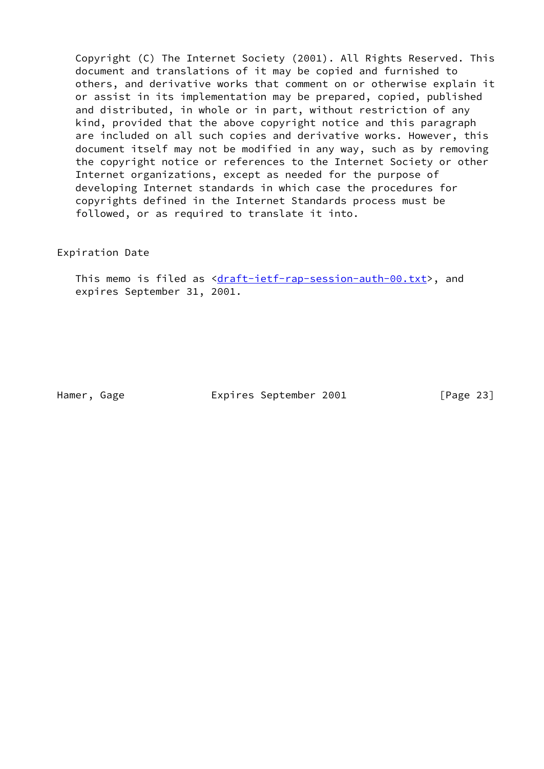Copyright (C) The Internet Society (2001). All Rights Reserved. This document and translations of it may be copied and furnished to others, and derivative works that comment on or otherwise explain it or assist in its implementation may be prepared, copied, published and distributed, in whole or in part, without restriction of any kind, provided that the above copyright notice and this paragraph are included on all such copies and derivative works. However, this document itself may not be modified in any way, such as by removing the copyright notice or references to the Internet Society or other Internet organizations, except as needed for the purpose of developing Internet standards in which case the procedures for copyrights defined in the Internet Standards process must be followed, or as required to translate it into.

## Expiration Date

This memo is filed as <draft-ietf-rap-session-auth-00.txt>, and expires September 31, 2001.